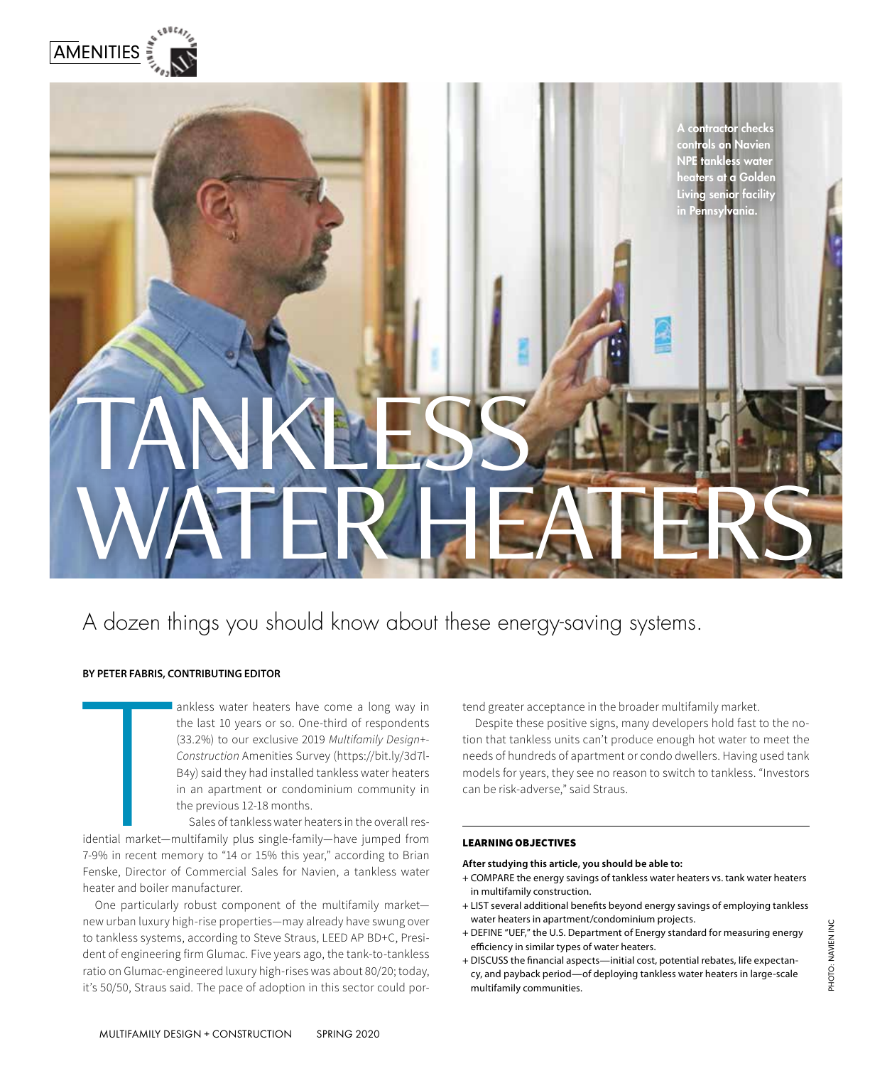AMENITIES

A contractor checks controls on Navien NPE tankless water heaters at a Golden Living senior facility in Pennsylvania.

# TANKLESS WATER HEATERS

## A dozen things you should know about these energy-saving systems.

**BY PETER FABRIS, CONTRIBUTING EDITOR**

Tankless water heaters have come a long way in the last 10 years or so. One-third of respondents (33.2%) to our exclusive 2019 *Multifamily Design+-Construction* Amenities Survey (https://bit.ly/3d7l-B4y) said they had installed tankless water heaters in an apartment or condominium community in the previous 12-18 months.

Sales of tankless water heaters in the overall residential market—multifamily plus single-family—have jumped from 7-9% in recent memory to "14 or 15% this year," according to Brian Fenske, Director of Commercial Sales for Navien, a tankless water heater and boiler manufacturer.

One particularly robust component of the multifamily market—new urban luxury high-rise properties—may already have swung over to tankless systems, according to Steve Straus, LEED AP BD+C, President of engineering firm Glumac. Five years ago, the tank-to-tankless ratio on Glumac-engineered luxury high-rises was about 80/20; today, it's 50/50, Straus said. The pace of adoption in this sector could portend greater acceptance in the broader multifamily market.

Despite these positive signs, many developers hold fast to the notion that tankless units can't produce enough hot water to meet the needs of hundreds of apartment or condo dwellers. Having used tank models for years, they see no reason to switch to tankless. "Investors can be risk-adverse," said Straus.

### LEARNING OBJECTIVES

**After studying this article, you should be able to:**

+ COMPARE the energy savings of tankless water heaters vs. tank water heaters in multifamily construction.
+ LIST several additional benefits beyond energy savings of employing tankless water heaters in apartment/condominium projects.
+ DEFINE "UEF," the U.S. Department of Energy standard for measuring energy efficiency in similar types of water heaters.
+ DISCUSS the financial aspects—initial cost, potential rebates, life expectancy, and payback period—of deploying tankless water heaters in large-scale multifamily communities.

PHOTO: NAVIEN INC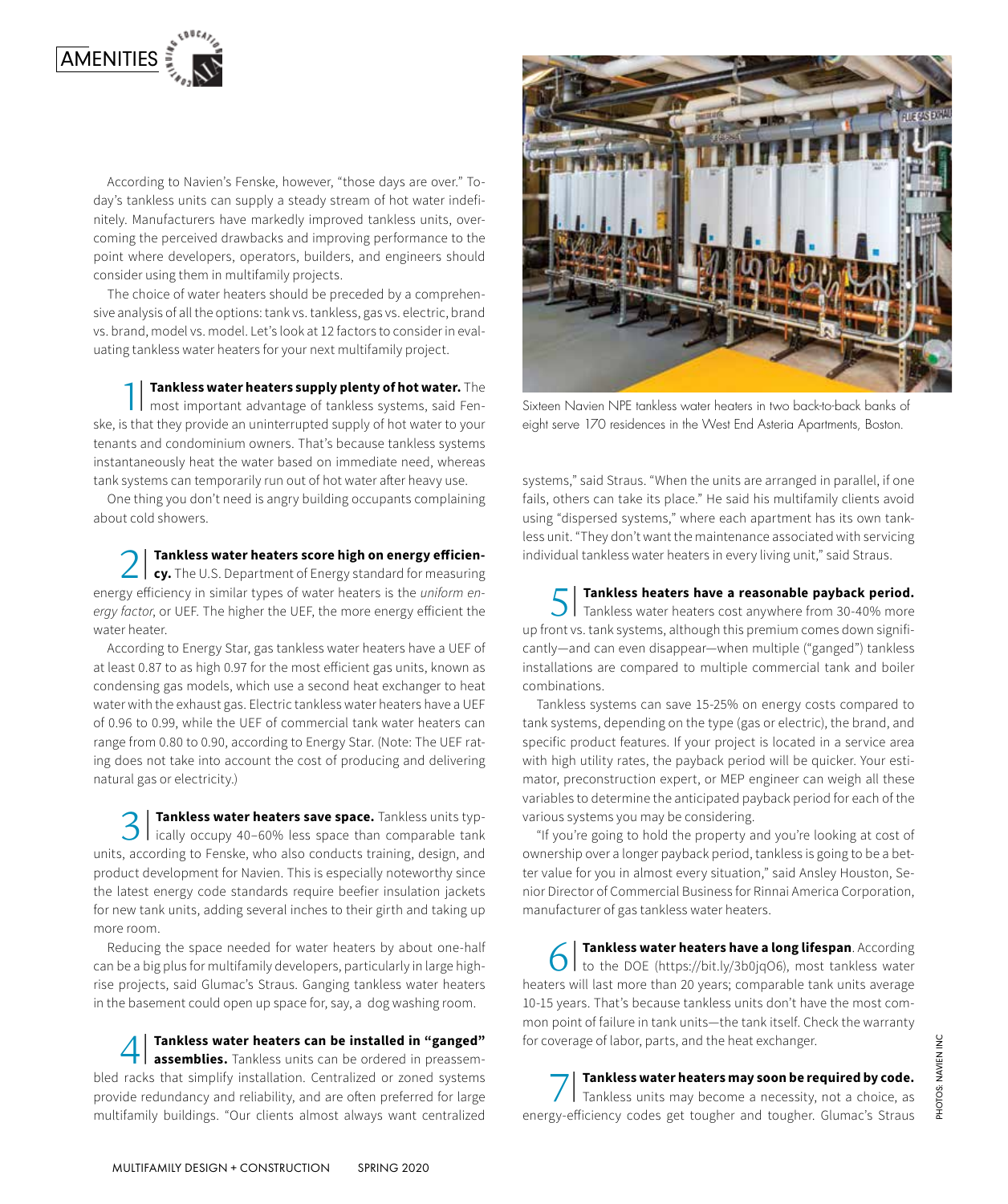According to Navien's Fenske, however, "those days are over." Today's tankless units can supply a steady stream of hot water indefinitely. Manufacturers have markedly improved tankless units, overcoming the perceived drawbacks and improving performance to the point where developers, operators, builders, and engineers should consider using them in multifamily projects.

The choice of water heaters should be preceded by a comprehensive analysis of all the options: tank vs. tankless, gas vs. electric, brand vs. brand, model vs. model. Let's look at 12 factors to consider in evaluating tankless water heaters for your next multifamily project.

1| **Tankless water heaters supply plenty of hot water.** The most important advantage of tankless systems, said Fenske, is that they provide an uninterrupted supply of hot water to your tenants and condominium owners. That's because tankless systems instantaneously heat the water based on immediate need, whereas tank systems can temporarily run out of hot water after heavy use.

One thing you don't need is angry building occupants complaining about cold showers.

2| **Tankless water heaters score high on energy efficiency.** The U.S. Department of Energy standard for measuring energy efficiency in similar types of water heaters is the *uniform energy factor*, or UEF. The higher the UEF, the more energy efficient the water heater.

According to Energy Star, gas tankless water heaters have a UEF of at least 0.87 to as high 0.97 for the most efficient gas units, known as condensing gas models, which use a second heat exchanger to heat water with the exhaust gas. Electric tankless water heaters have a UEF of 0.96 to 0.99, while the UEF of commercial tank water heaters can range from 0.80 to 0.90, according to Energy Star. (Note: The UEF rating does not take into account the cost of producing and delivering natural gas or electricity.)

3| **Tankless water heaters save space.** Tankless units typically occupy 40–60% less space than comparable tank units, according to Fenske, who also conducts training, design, and product development for Navien. This is especially noteworthy since the latest energy code standards require beefier insulation jackets for new tank units, adding several inches to their girth and taking up more room.

Reducing the space needed for water heaters by about one-half can be a big plus for multifamily developers, particularly in large high-rise projects, said Glumac's Straus. Ganging tankless water heaters in the basement could open up space for, say, a dog washing room.

4| **Tankless water heaters can be installed in "ganged" assemblies.** Tankless units can be ordered in preassembled racks that simplify installation. Centralized or zoned systems provide redundancy and reliability, and are often preferred for large multifamily buildings. "Our clients almost always want centralized systems," said Straus. "When the units are arranged in parallel, if one fails, others can take its place." He said his multifamily clients avoid using "dispersed systems," where each apartment has its own tankless unit. "They don't want the maintenance associated with servicing individual tankless water heaters in every living unit," said Straus.

Sixteen Navien NPE tankless water heaters in two back-to-back banks of eight serve 170 residences in the West End Asteria Apartments, Boston.

5| **Tankless heaters have a reasonable payback period.** Tankless water heaters cost anywhere from 30-40% more up front vs. tank systems, although this premium comes down significantly—and can even disappear—when multiple ("ganged") tankless installations are compared to multiple commercial tank and boiler combinations.

Tankless systems can save 15-25% on energy costs compared to tank systems, depending on the type (gas or electric), the brand, and specific product features. If your project is located in a service area with high utility rates, the payback period will be quicker. Your estimator, preconstruction expert, or MEP engineer can weigh all these variables to determine the anticipated payback period for each of the various systems you may be considering.

"If you're going to hold the property and you're looking at cost of ownership over a longer payback period, tankless is going to be a better value for you in almost every situation," said Ansley Houston, Senior Director of Commercial Business for Rinnai America Corporation, manufacturer of gas tankless water heaters.

6| **Tankless water heaters have a long lifespan**. According to the DOE (https://bit.ly/3b0jqO6), most tankless water heaters will last more than 20 years; comparable tank units average 10-15 years. That's because tankless units don't have the most common point of failure in tank units—the tank itself. Check the warranty for coverage of labor, parts, and the heat exchanger.

7| **Tankless water heaters may soon be required by code.** Tankless units may become a necessity, not a choice, as energy-efficiency codes get tougher and tougher. Glumac's Straus

PHOTOS: NAVIEN INC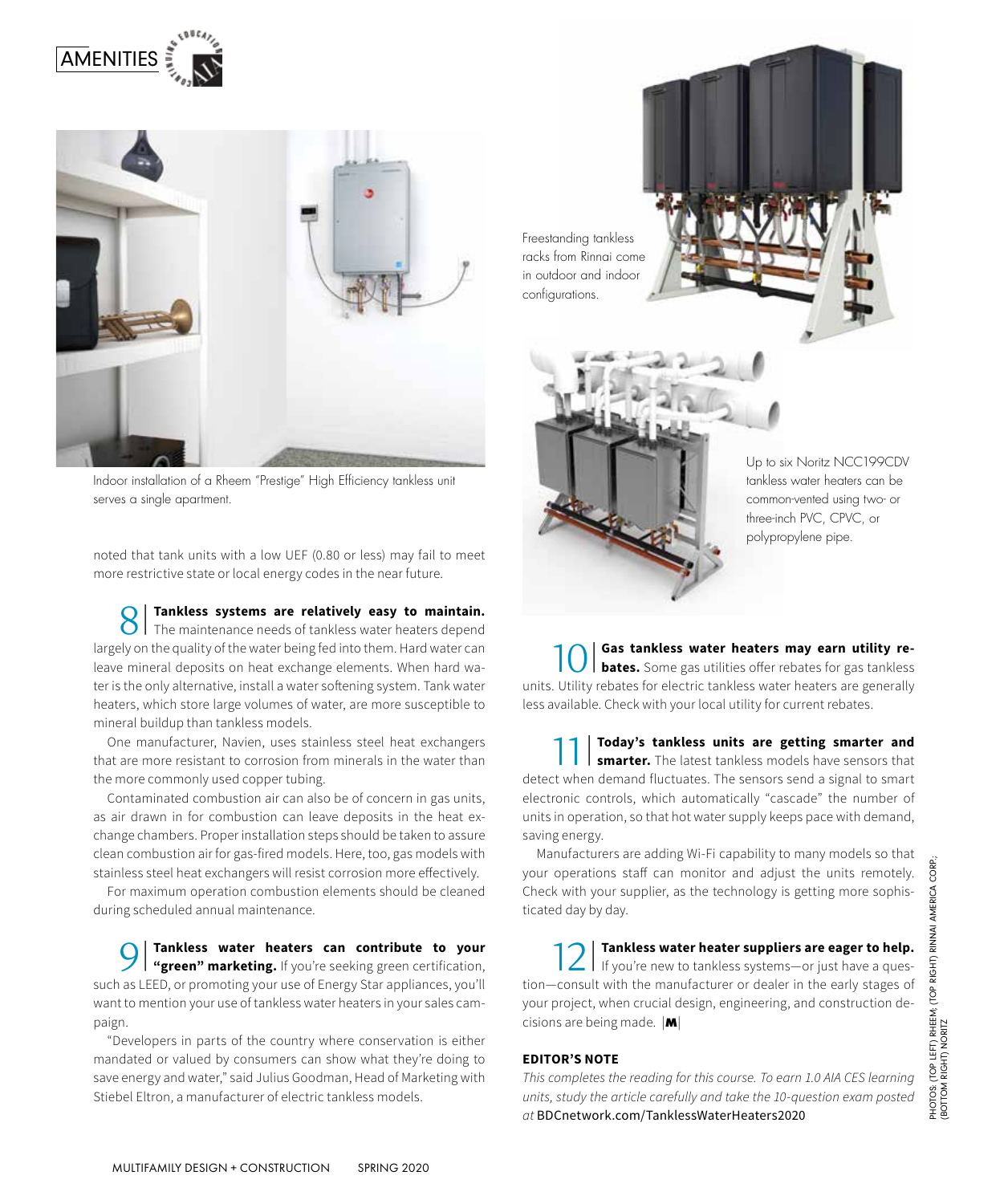Indoor installation of a Rheem "Prestige" High Efficiency tankless unit serves a single apartment.

Freestanding tankless racks from Rinnai come in outdoor and indoor configurations.

Up to six Noritz NCC199CDV tankless water heaters can be common-vented using two- or three-inch PVC, CPVC, or polypropylene pipe.

noted that tank units with a low UEF (0.80 or less) may fail to meet more restrictive state or local energy codes in the near future.

**8 | Tankless systems are relatively easy to maintain.** The maintenance needs of tankless water heaters depend largely on the quality of the water being fed into them. Hard water can leave mineral deposits on heat exchange elements. When hard water is the only alternative, install a water softening system. Tank water heaters, which store large volumes of water, are more susceptible to mineral buildup than tankless models.

One manufacturer, Navien, uses stainless steel heat exchangers that are more resistant to corrosion from minerals in the water than the more commonly used copper tubing.

Contaminated combustion air can also be of concern in gas units, as air drawn in for combustion can leave deposits in the heat exchange chambers. Proper installation steps should be taken to assure clean combustion air for gas-fired models. Here, too, gas models with stainless steel heat exchangers will resist corrosion more effectively.

For maximum operation combustion elements should be cleaned during scheduled annual maintenance.

**9 | Tankless water heaters can contribute to your "green" marketing.** If you're seeking green certification, such as LEED, or promoting your use of Energy Star appliances, you'll want to mention your use of tankless water heaters in your sales campaign.

"Developers in parts of the country where conservation is either mandated or valued by consumers can show what they're doing to save energy and water," said Julius Goodman, Head of Marketing with Stiebel Eltron, a manufacturer of electric tankless models.

**10 | Gas tankless water heaters may earn utility rebates.** Some gas utilities offer rebates for gas tankless units. Utility rebates for electric tankless water heaters are generally less available. Check with your local utility for current rebates.

**11 | Today's tankless units are getting smarter and smarter.** The latest tankless models have sensors that detect when demand fluctuates. The sensors send a signal to smart electronic controls, which automatically "cascade" the number of units in operation, so that hot water supply keeps pace with demand, saving energy.

Manufacturers are adding Wi-Fi capability to many models so that your operations staff can monitor and adjust the units remotely. Check with your supplier, as the technology is getting more sophisticated day by day.

**12 | Tankless water heater suppliers are eager to help.** If you're new to tankless systems—or just have a question—consult with the manufacturer or dealer in the early stages of your project, when crucial design, engineering, and construction decisions are being made. |M|

**EDITOR'S NOTE**

*This completes the reading for this course. To earn 1.0 AIA CES learning units, study the article carefully and take the 10-question exam posted at* BDCnetwork.com/TanklessWaterHeaters2020

PHOTOS: (TOP LEFT) RHEEM; (TOP RIGHT) RINNAI AMERICA CORP.; (BOTTOM RIGHT) NORITZ